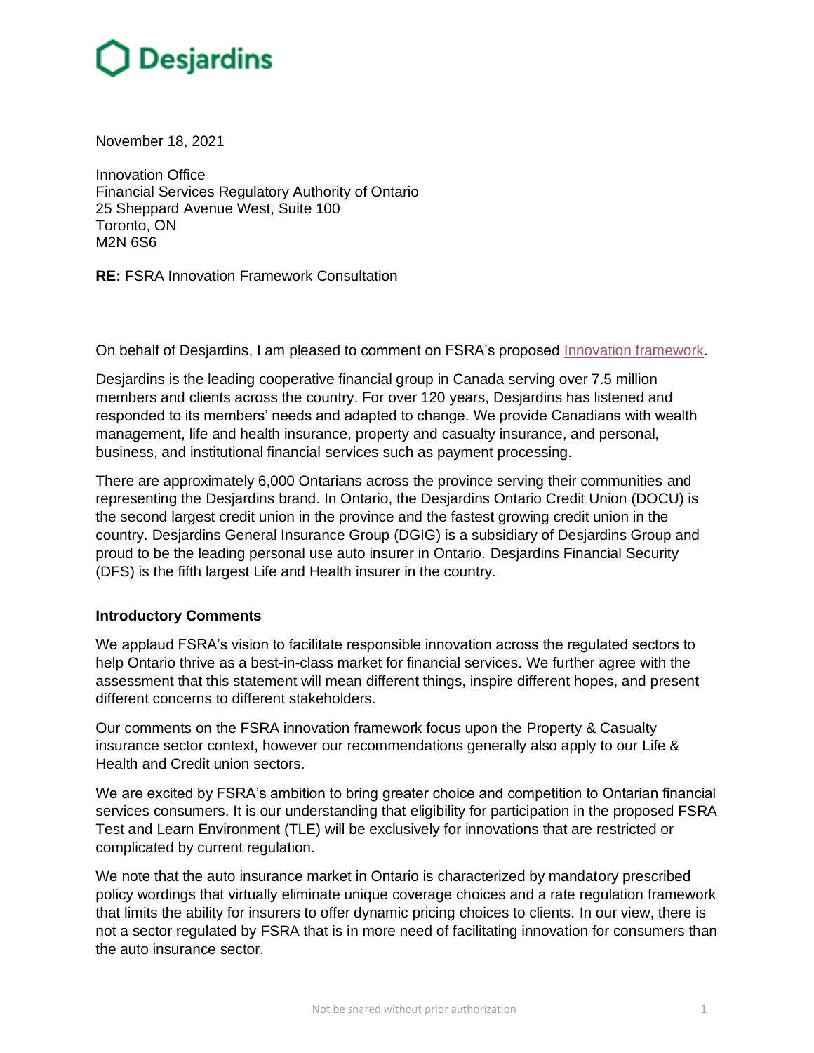# Desjardins

November 18, 2021

Innovation Office
Financial Services Regulatory Authority of Ontario
25 Sheppard Avenue West, Suite 100
Toronto, ON
M2N 6S6

**RE:** FSRA Innovation Framework Consultation

On behalf of Desjardins, I am pleased to comment on FSRA's proposed Innovation framework.

Desjardins is the leading cooperative financial group in Canada serving over 7.5 million members and clients across the country. For over 120 years, Desjardins has listened and responded to its members' needs and adapted to change. We provide Canadians with wealth management, life and health insurance, property and casualty insurance, and personal, business, and institutional financial services such as payment processing.

There are approximately 6,000 Ontarians across the province serving their communities and representing the Desjardins brand. In Ontario, the Desjardins Ontario Credit Union (DOCU) is the second largest credit union in the province and the fastest growing credit union in the country. Desjardins General Insurance Group (DGIG) is a subsidiary of Desjardins Group and proud to be the leading personal use auto insurer in Ontario. Desjardins Financial Security (DFS) is the fifth largest Life and Health insurer in the country.

**Introductory Comments**

We applaud FSRA's vision to facilitate responsible innovation across the regulated sectors to help Ontario thrive as a best-in-class market for financial services. We further agree with the assessment that this statement will mean different things, inspire different hopes, and present different concerns to different stakeholders.

Our comments on the FSRA innovation framework focus upon the Property & Casualty insurance sector context, however our recommendations generally also apply to our Life & Health and Credit union sectors.

We are excited by FSRA's ambition to bring greater choice and competition to Ontarian financial services consumers. It is our understanding that eligibility for participation in the proposed FSRA Test and Learn Environment (TLE) will be exclusively for innovations that are restricted or complicated by current regulation.

We note that the auto insurance market in Ontario is characterized by mandatory prescribed policy wordings that virtually eliminate unique coverage choices and a rate regulation framework that limits the ability for insurers to offer dynamic pricing choices to clients. In our view, there is not a sector regulated by FSRA that is in more need of facilitating innovation for consumers than the auto insurance sector.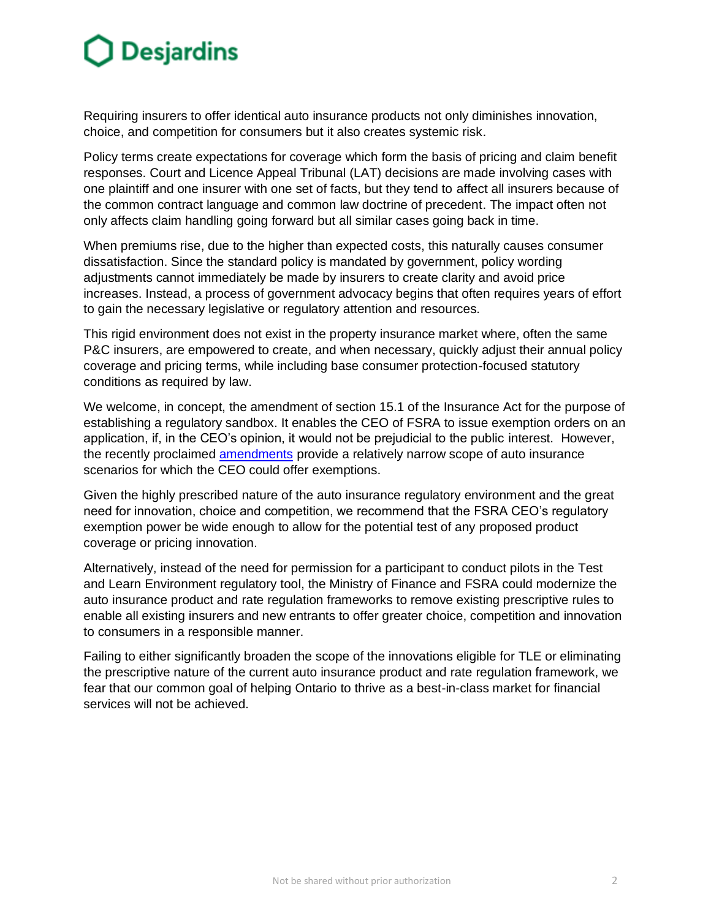Requiring insurers to offer identical auto insurance products not only diminishes innovation, choice, and competition for consumers but it also creates systemic risk.

Policy terms create expectations for coverage which form the basis of pricing and claim benefit responses. Court and Licence Appeal Tribunal (LAT) decisions are made involving cases with one plaintiff and one insurer with one set of facts, but they tend to affect all insurers because of the common contract language and common law doctrine of precedent. The impact often not only affects claim handling going forward but all similar cases going back in time.

When premiums rise, due to the higher than expected costs, this naturally causes consumer dissatisfaction. Since the standard policy is mandated by government, policy wording adjustments cannot immediately be made by insurers to create clarity and avoid price increases. Instead, a process of government advocacy begins that often requires years of effort to gain the necessary legislative or regulatory attention and resources.

This rigid environment does not exist in the property insurance market where, often the same P&C insurers, are empowered to create, and when necessary, quickly adjust their annual policy coverage and pricing terms, while including base consumer protection-focused statutory conditions as required by law.

We welcome, in concept, the amendment of section 15.1 of the Insurance Act for the purpose of establishing a regulatory sandbox. It enables the CEO of FSRA to issue exemption orders on an application, if, in the CEO's opinion, it would not be prejudicial to the public interest. However, the recently proclaimed amendments provide a relatively narrow scope of auto insurance scenarios for which the CEO could offer exemptions.

Given the highly prescribed nature of the auto insurance regulatory environment and the great need for innovation, choice and competition, we recommend that the FSRA CEO's regulatory exemption power be wide enough to allow for the potential test of any proposed product coverage or pricing innovation.

Alternatively, instead of the need for permission for a participant to conduct pilots in the Test and Learn Environment regulatory tool, the Ministry of Finance and FSRA could modernize the auto insurance product and rate regulation frameworks to remove existing prescriptive rules to enable all existing insurers and new entrants to offer greater choice, competition and innovation to consumers in a responsible manner.

Failing to either significantly broaden the scope of the innovations eligible for TLE or eliminating the prescriptive nature of the current auto insurance product and rate regulation framework, we fear that our common goal of helping Ontario to thrive as a best-in-class market for financial services will not be achieved.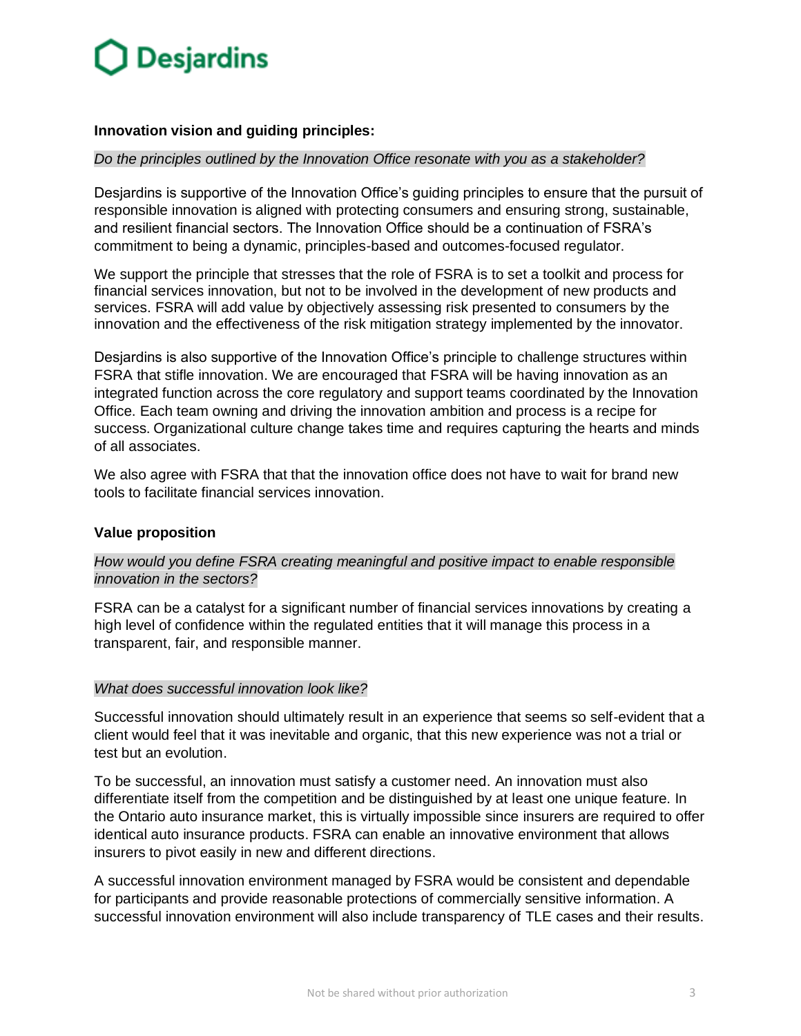## Innovation vision and guiding principles:

*Do the principles outlined by the Innovation Office resonate with you as a stakeholder?*

Desjardins is supportive of the Innovation Office's guiding principles to ensure that the pursuit of responsible innovation is aligned with protecting consumers and ensuring strong, sustainable, and resilient financial sectors. The Innovation Office should be a continuation of FSRA's commitment to being a dynamic, principles-based and outcomes-focused regulator.

We support the principle that stresses that the role of FSRA is to set a toolkit and process for financial services innovation, but not to be involved in the development of new products and services. FSRA will add value by objectively assessing risk presented to consumers by the innovation and the effectiveness of the risk mitigation strategy implemented by the innovator.

Desjardins is also supportive of the Innovation Office's principle to challenge structures within FSRA that stifle innovation. We are encouraged that FSRA will be having innovation as an integrated function across the core regulatory and support teams coordinated by the Innovation Office. Each team owning and driving the innovation ambition and process is a recipe for success. Organizational culture change takes time and requires capturing the hearts and minds of all associates.

We also agree with FSRA that that the innovation office does not have to wait for brand new tools to facilitate financial services innovation.

## Value proposition

*How would you define FSRA creating meaningful and positive impact to enable responsible innovation in the sectors?*

FSRA can be a catalyst for a significant number of financial services innovations by creating a high level of confidence within the regulated entities that it will manage this process in a transparent, fair, and responsible manner.

*What does successful innovation look like?*

Successful innovation should ultimately result in an experience that seems so self-evident that a client would feel that it was inevitable and organic, that this new experience was not a trial or test but an evolution.

To be successful, an innovation must satisfy a customer need. An innovation must also differentiate itself from the competition and be distinguished by at least one unique feature. In the Ontario auto insurance market, this is virtually impossible since insurers are required to offer identical auto insurance products. FSRA can enable an innovative environment that allows insurers to pivot easily in new and different directions.

A successful innovation environment managed by FSRA would be consistent and dependable for participants and provide reasonable protections of commercially sensitive information. A successful innovation environment will also include transparency of TLE cases and their results.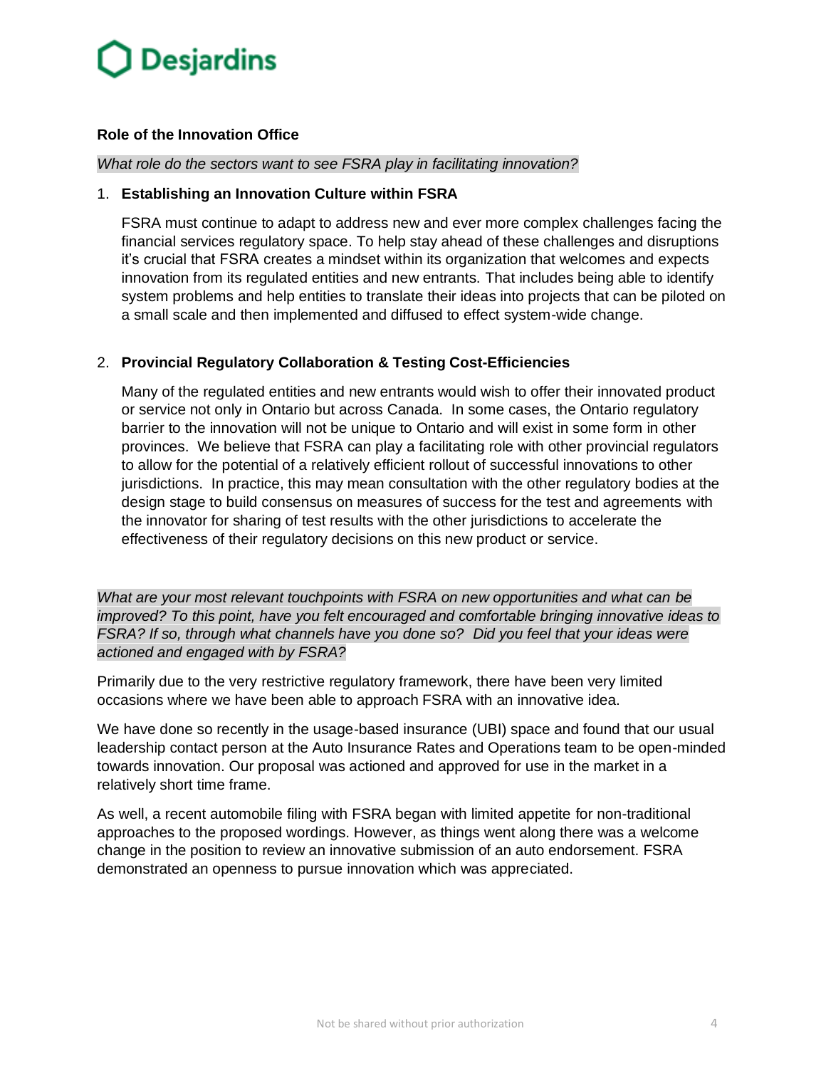**Role of the Innovation Office**

*What role do the sectors want to see FSRA play in facilitating innovation?*

1. **Establishing an Innovation Culture within FSRA**

   FSRA must continue to adapt to address new and ever more complex challenges facing the financial services regulatory space. To help stay ahead of these challenges and disruptions it's crucial that FSRA creates a mindset within its organization that welcomes and expects innovation from its regulated entities and new entrants. That includes being able to identify system problems and help entities to translate their ideas into projects that can be piloted on a small scale and then implemented and diffused to effect system-wide change.

2. **Provincial Regulatory Collaboration & Testing Cost-Efficiencies**

   Many of the regulated entities and new entrants would wish to offer their innovated product or service not only in Ontario but across Canada. In some cases, the Ontario regulatory barrier to the innovation will not be unique to Ontario and will exist in some form in other provinces. We believe that FSRA can play a facilitating role with other provincial regulators to allow for the potential of a relatively efficient rollout of successful innovations to other jurisdictions. In practice, this may mean consultation with the other regulatory bodies at the design stage to build consensus on measures of success for the test and agreements with the innovator for sharing of test results with the other jurisdictions to accelerate the effectiveness of their regulatory decisions on this new product or service.

*What are your most relevant touchpoints with FSRA on new opportunities and what can be improved? To this point, have you felt encouraged and comfortable bringing innovative ideas to FSRA? If so, through what channels have you done so? Did you feel that your ideas were actioned and engaged with by FSRA?*

Primarily due to the very restrictive regulatory framework, there have been very limited occasions where we have been able to approach FSRA with an innovative idea.

We have done so recently in the usage-based insurance (UBI) space and found that our usual leadership contact person at the Auto Insurance Rates and Operations team to be open-minded towards innovation. Our proposal was actioned and approved for use in the market in a relatively short time frame.

As well, a recent automobile filing with FSRA began with limited appetite for non-traditional approaches to the proposed wordings. However, as things went along there was a welcome change in the position to review an innovative submission of an auto endorsement. FSRA demonstrated an openness to pursue innovation which was appreciated.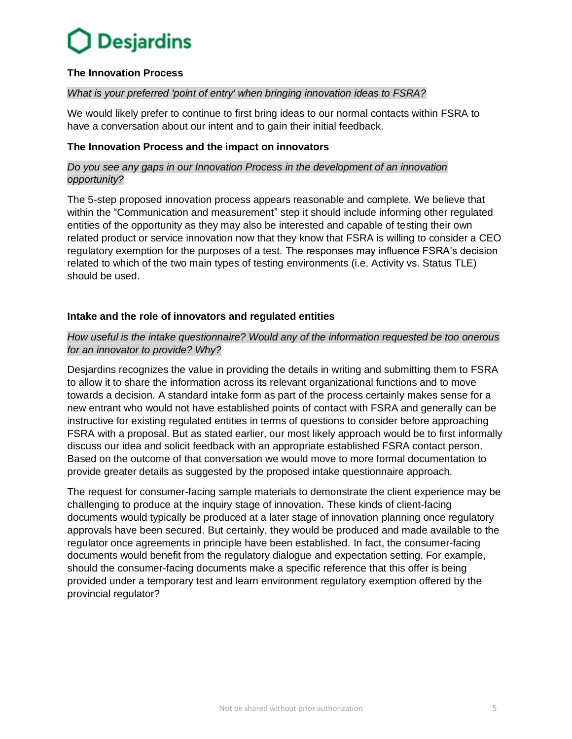### The Innovation Process

*What is your preferred 'point of entry' when bringing innovation ideas to FSRA?*

We would likely prefer to continue to first bring ideas to our normal contacts within FSRA to have a conversation about our intent and to gain their initial feedback.

### The Innovation Process and the impact on innovators

*Do you see any gaps in our Innovation Process in the development of an innovation opportunity?*

The 5-step proposed innovation process appears reasonable and complete. We believe that within the "Communication and measurement" step it should include informing other regulated entities of the opportunity as they may also be interested and capable of testing their own related product or service innovation now that they know that FSRA is willing to consider a CEO regulatory exemption for the purposes of a test. The responses may influence FSRA's decision related to which of the two main types of testing environments (i.e. Activity vs. Status TLE) should be used.

### Intake and the role of innovators and regulated entities

*How useful is the intake questionnaire? Would any of the information requested be too onerous for an innovator to provide? Why?*

Desjardins recognizes the value in providing the details in writing and submitting them to FSRA to allow it to share the information across its relevant organizational functions and to move towards a decision. A standard intake form as part of the process certainly makes sense for a new entrant who would not have established points of contact with FSRA and generally can be instructive for existing regulated entities in terms of questions to consider before approaching FSRA with a proposal. But as stated earlier, our most likely approach would be to first informally discuss our idea and solicit feedback with an appropriate established FSRA contact person. Based on the outcome of that conversation we would move to more formal documentation to provide greater details as suggested by the proposed intake questionnaire approach.

The request for consumer-facing sample materials to demonstrate the client experience may be challenging to produce at the inquiry stage of innovation. These kinds of client-facing documents would typically be produced at a later stage of innovation planning once regulatory approvals have been secured. But certainly, they would be produced and made available to the regulator once agreements in principle have been established. In fact, the consumer-facing documents would benefit from the regulatory dialogue and expectation setting. For example, should the consumer-facing documents make a specific reference that this offer is being provided under a temporary test and learn environment regulatory exemption offered by the provincial regulator?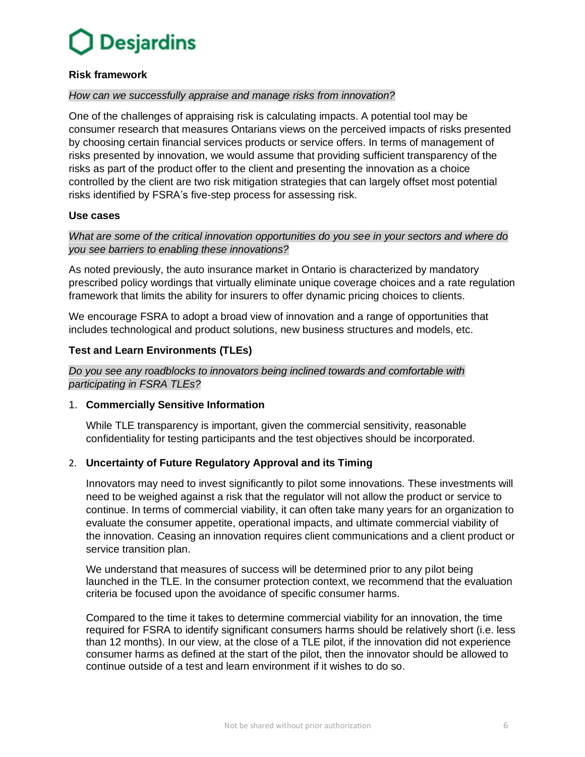**Risk framework**

*How can we successfully appraise and manage risks from innovation?*

One of the challenges of appraising risk is calculating impacts. A potential tool may be consumer research that measures Ontarians views on the perceived impacts of risks presented by choosing certain financial services products or service offers. In terms of management of risks presented by innovation, we would assume that providing sufficient transparency of the risks as part of the product offer to the client and presenting the innovation as a choice controlled by the client are two risk mitigation strategies that can largely offset most potential risks identified by FSRA's five-step process for assessing risk.

**Use cases**

*What are some of the critical innovation opportunities do you see in your sectors and where do you see barriers to enabling these innovations?*

As noted previously, the auto insurance market in Ontario is characterized by mandatory prescribed policy wordings that virtually eliminate unique coverage choices and a rate regulation framework that limits the ability for insurers to offer dynamic pricing choices to clients.

We encourage FSRA to adopt a broad view of innovation and a range of opportunities that includes technological and product solutions, new business structures and models, etc.

**Test and Learn Environments (TLEs)**

*Do you see any roadblocks to innovators being inclined towards and comfortable with participating in FSRA TLEs?*

1. **Commercially Sensitive Information**

   While TLE transparency is important, given the commercial sensitivity, reasonable confidentiality for testing participants and the test objectives should be incorporated.

2. **Uncertainty of Future Regulatory Approval and its Timing**

   Innovators may need to invest significantly to pilot some innovations. These investments will need to be weighed against a risk that the regulator will not allow the product or service to continue. In terms of commercial viability, it can often take many years for an organization to evaluate the consumer appetite, operational impacts, and ultimate commercial viability of the innovation. Ceasing an innovation requires client communications and a client product or service transition plan.

   We understand that measures of success will be determined prior to any pilot being launched in the TLE. In the consumer protection context, we recommend that the evaluation criteria be focused upon the avoidance of specific consumer harms.

   Compared to the time it takes to determine commercial viability for an innovation, the time required for FSRA to identify significant consumers harms should be relatively short (i.e. less than 12 months). In our view, at the close of a TLE pilot, if the innovation did not experience consumer harms as defined at the start of the pilot, then the innovator should be allowed to continue outside of a test and learn environment if it wishes to do so.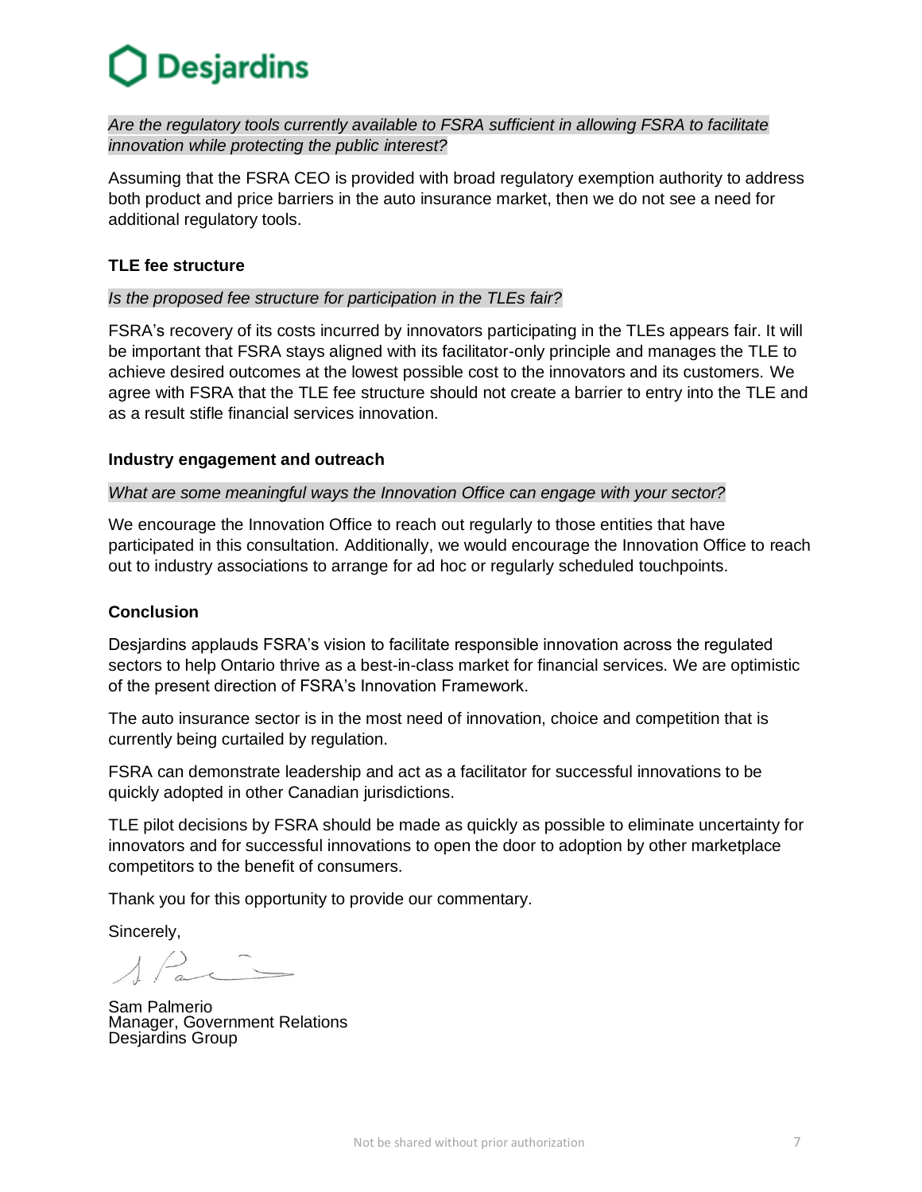*Are the regulatory tools currently available to FSRA sufficient in allowing FSRA to facilitate innovation while protecting the public interest?*

Assuming that the FSRA CEO is provided with broad regulatory exemption authority to address both product and price barriers in the auto insurance market, then we do not see a need for additional regulatory tools.

**TLE fee structure**

*Is the proposed fee structure for participation in the TLEs fair?*

FSRA's recovery of its costs incurred by innovators participating in the TLEs appears fair. It will be important that FSRA stays aligned with its facilitator-only principle and manages the TLE to achieve desired outcomes at the lowest possible cost to the innovators and its customers. We agree with FSRA that the TLE fee structure should not create a barrier to entry into the TLE and as a result stifle financial services innovation.

**Industry engagement and outreach**

*What are some meaningful ways the Innovation Office can engage with your sector?*

We encourage the Innovation Office to reach out regularly to those entities that have participated in this consultation. Additionally, we would encourage the Innovation Office to reach out to industry associations to arrange for ad hoc or regularly scheduled touchpoints.

**Conclusion**

Desjardins applauds FSRA's vision to facilitate responsible innovation across the regulated sectors to help Ontario thrive as a best-in-class market for financial services. We are optimistic of the present direction of FSRA's Innovation Framework.

The auto insurance sector is in the most need of innovation, choice and competition that is currently being curtailed by regulation.

FSRA can demonstrate leadership and act as a facilitator for successful innovations to be quickly adopted in other Canadian jurisdictions.

TLE pilot decisions by FSRA should be made as quickly as possible to eliminate uncertainty for innovators and for successful innovations to open the door to adoption by other marketplace competitors to the benefit of consumers.

Thank you for this opportunity to provide our commentary.

Sincerely,

Sam Palmerio
Manager, Government Relations
Desjardins Group

Not be shared without prior authorization